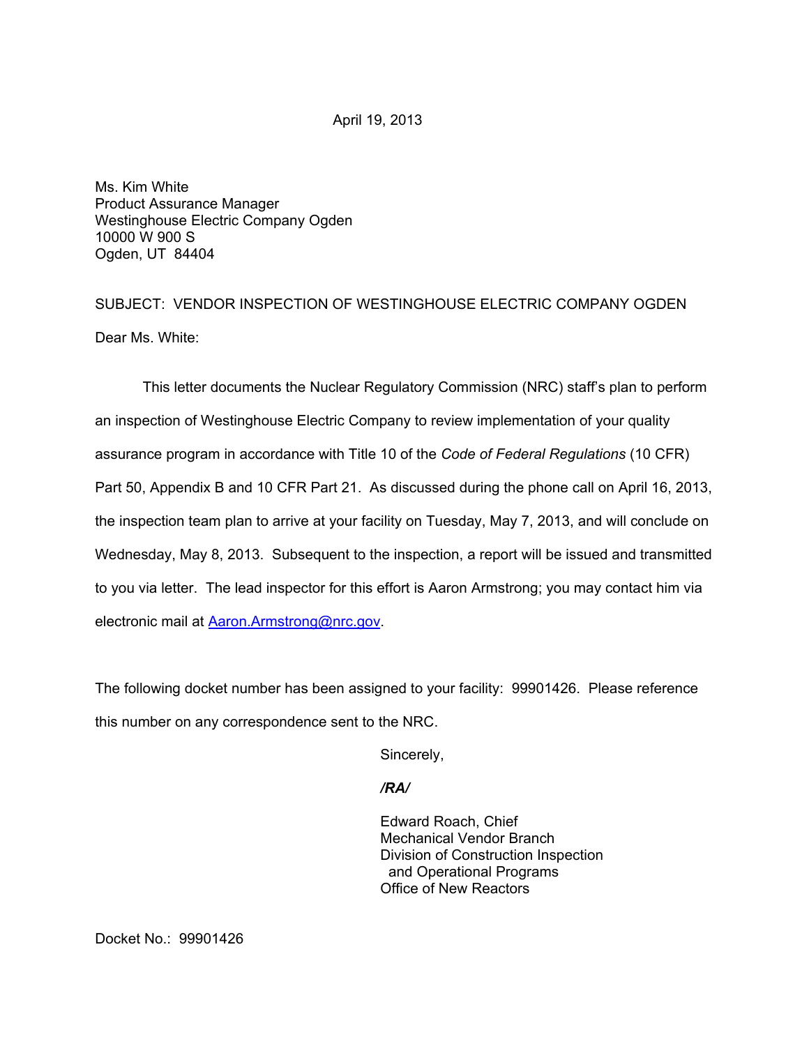April 19, 2013

Ms. Kim White
Product Assurance Manager
Westinghouse Electric Company Ogden
10000 W 900 S
Ogden, UT 84404

SUBJECT: VENDOR INSPECTION OF WESTINGHOUSE ELECTRIC COMPANY OGDEN

Dear Ms. White:

This letter documents the Nuclear Regulatory Commission (NRC) staff's plan to perform an inspection of Westinghouse Electric Company to review implementation of your quality assurance program in accordance with Title 10 of the *Code of Federal Regulations* (10 CFR) Part 50, Appendix B and 10 CFR Part 21. As discussed during the phone call on April 16, 2013, the inspection team plan to arrive at your facility on Tuesday, May 7, 2013, and will conclude on Wednesday, May 8, 2013. Subsequent to the inspection, a report will be issued and transmitted to you via letter. The lead inspector for this effort is Aaron Armstrong; you may contact him via electronic mail at Aaron.Armstrong@nrc.gov.

The following docket number has been assigned to your facility: 99901426. Please reference this number on any correspondence sent to the NRC.

Sincerely,

***/RA/***

Edward Roach, Chief
Mechanical Vendor Branch
Division of Construction Inspection
and Operational Programs
Office of New Reactors

Docket No.: 99901426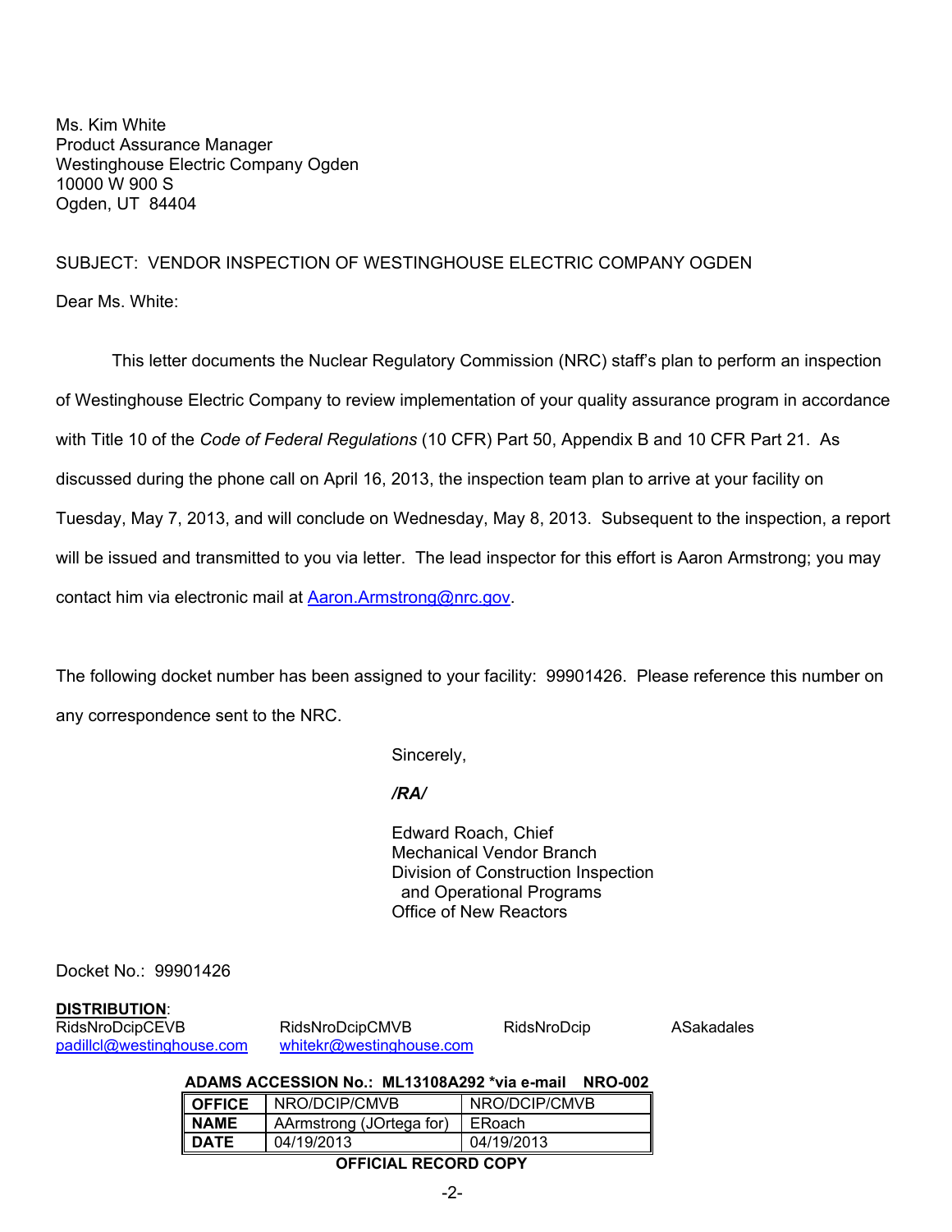Ms. Kim White
Product Assurance Manager
Westinghouse Electric Company Ogden
10000 W 900 S
Ogden, UT 84404

SUBJECT: VENDOR INSPECTION OF WESTINGHOUSE ELECTRIC COMPANY OGDEN

Dear Ms. White:

This letter documents the Nuclear Regulatory Commission (NRC) staff's plan to perform an inspection of Westinghouse Electric Company to review implementation of your quality assurance program in accordance with Title 10 of the *Code of Federal Regulations* (10 CFR) Part 50, Appendix B and 10 CFR Part 21. As discussed during the phone call on April 16, 2013, the inspection team plan to arrive at your facility on Tuesday, May 7, 2013, and will conclude on Wednesday, May 8, 2013. Subsequent to the inspection, a report will be issued and transmitted to you via letter. The lead inspector for this effort is Aaron Armstrong; you may contact him via electronic mail at Aaron.Armstrong@nrc.gov.

The following docket number has been assigned to your facility: 99901426. Please reference this number on any correspondence sent to the NRC.

Sincerely,

*/RA/*

Edward Roach, Chief
Mechanical Vendor Branch
Division of Construction Inspection
and Operational Programs
Office of New Reactors

Docket No.: 99901426

**DISTRIBUTION**:
RidsNroDcipCEVB RidsNroDcipCMVB RidsNroDcip ASakadales
padillcl@westinghouse.com whitekr@westinghouse.com

**ADAMS ACCESSION No.: ML13108A292 *via e-mail NRO-002**

| | | |
|---|---|---|
| **OFFICE** | NRO/DCIP/CMVB | NRO/DCIP/CMVB |
| **NAME** | AArmstrong (JOrtega for) | ERoach |
| **DATE** | 04/19/2013 | 04/19/2013 |

**OFFICIAL RECORD COPY**